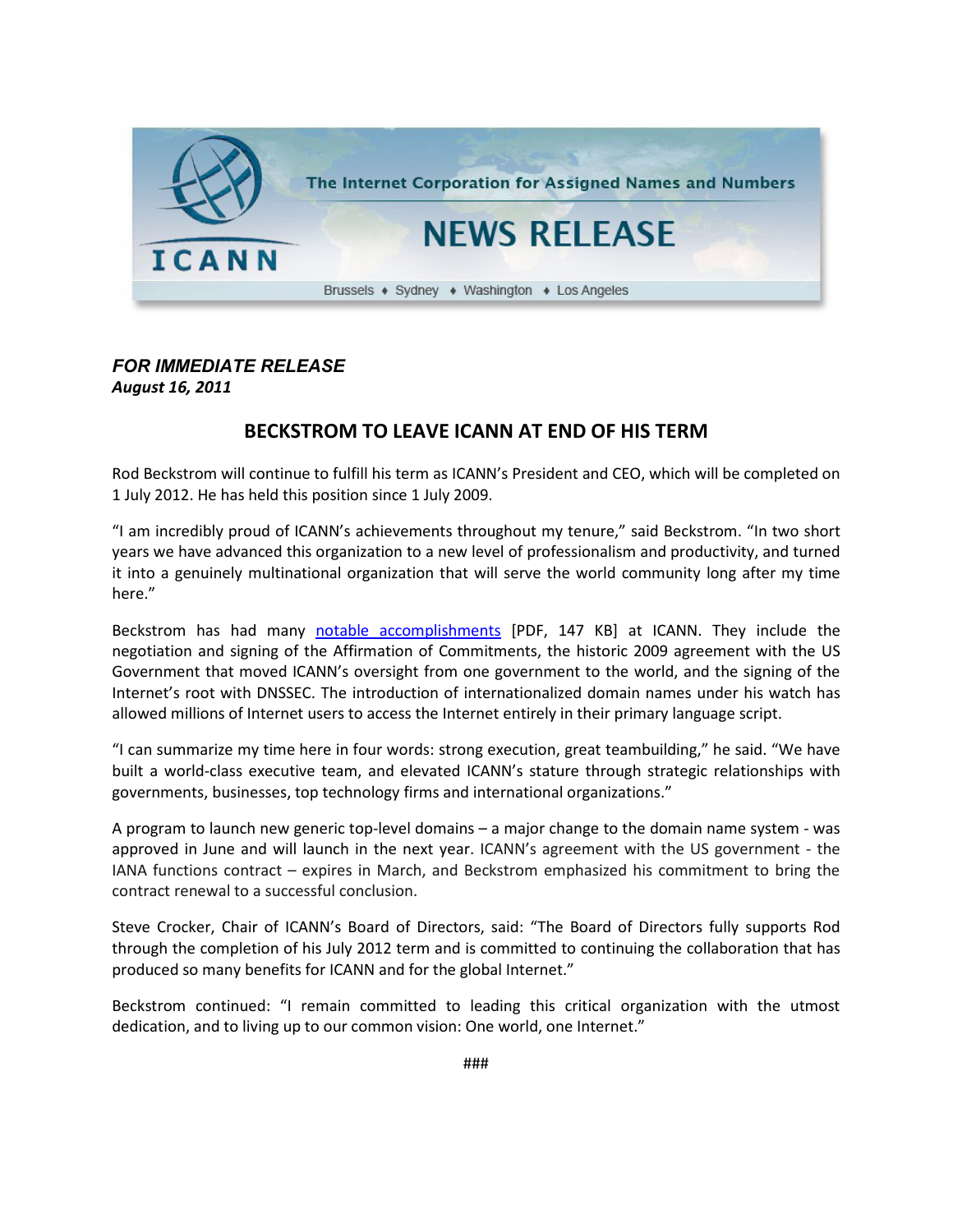The Internet Corporation for Assigned Names and Numbers

# NEWS RELEASE

Brussels ♦ Sydney ♦ Washington ♦ Los Angeles

***FOR IMMEDIATE RELEASE***
***August 16, 2011***

## BECKSTROM TO LEAVE ICANN AT END OF HIS TERM

Rod Beckstrom will continue to fulfill his term as ICANN's President and CEO, which will be completed on 1 July 2012. He has held this position since 1 July 2009.

"I am incredibly proud of ICANN's achievements throughout my tenure," said Beckstrom. "In two short years we have advanced this organization to a new level of professionalism and productivity, and turned it into a genuinely multinational organization that will serve the world community long after my time here."

Beckstrom has had many notable accomplishments [PDF, 147 KB] at ICANN. They include the negotiation and signing of the Affirmation of Commitments, the historic 2009 agreement with the US Government that moved ICANN's oversight from one government to the world, and the signing of the Internet's root with DNSSEC. The introduction of internationalized domain names under his watch has allowed millions of Internet users to access the Internet entirely in their primary language script.

"I can summarize my time here in four words: strong execution, great teambuilding," he said. "We have built a world-class executive team, and elevated ICANN's stature through strategic relationships with governments, businesses, top technology firms and international organizations."

A program to launch new generic top-level domains – a major change to the domain name system - was approved in June and will launch in the next year. ICANN's agreement with the US government - the IANA functions contract – expires in March, and Beckstrom emphasized his commitment to bring the contract renewal to a successful conclusion.

Steve Crocker, Chair of ICANN's Board of Directors, said: "The Board of Directors fully supports Rod through the completion of his July 2012 term and is committed to continuing the collaboration that has produced so many benefits for ICANN and for the global Internet."

Beckstrom continued: "I remain committed to leading this critical organization with the utmost dedication, and to living up to our common vision: One world, one Internet."

###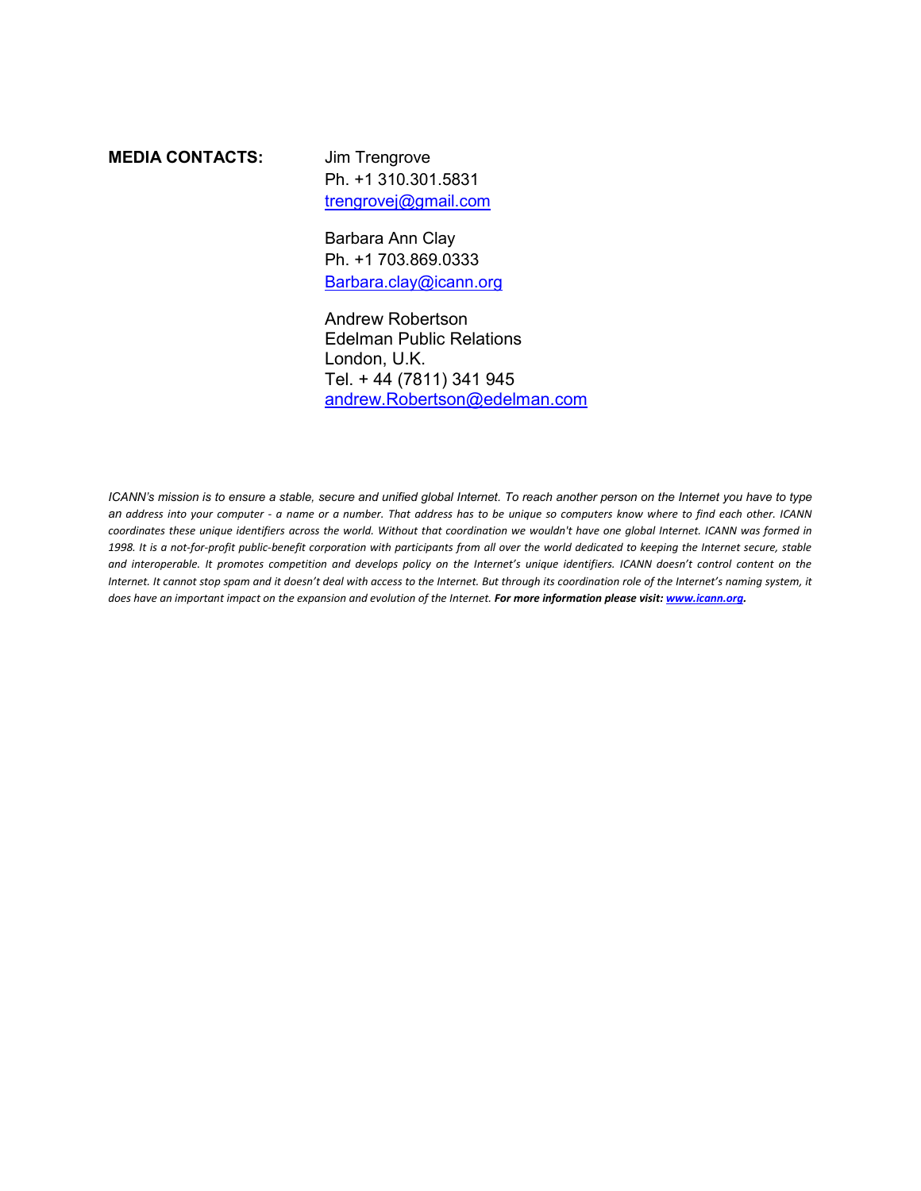**MEDIA CONTACTS:**

Jim Trengrove
Ph. +1 310.301.5831
trengrovej@gmail.com

Barbara Ann Clay
Ph. +1 703.869.0333
Barbara.clay@icann.org

Andrew Robertson
Edelman Public Relations
London, U.K.
Tel. + 44 (7811) 341 945
andrew.Robertson@edelman.com

*ICANN's mission is to ensure a stable, secure and unified global Internet. To reach another person on the Internet you have to type an address into your computer - a name or a number. That address has to be unique so computers know where to find each other. ICANN coordinates these unique identifiers across the world. Without that coordination we wouldn't have one global Internet. ICANN was formed in 1998. It is a not-for-profit public-benefit corporation with participants from all over the world dedicated to keeping the Internet secure, stable and interoperable. It promotes competition and develops policy on the Internet's unique identifiers. ICANN doesn't control content on the Internet. It cannot stop spam and it doesn't deal with access to the Internet. But through its coordination role of the Internet's naming system, it does have an important impact on the expansion and evolution of the Internet.* ***For more information please visit: www.icann.org.***